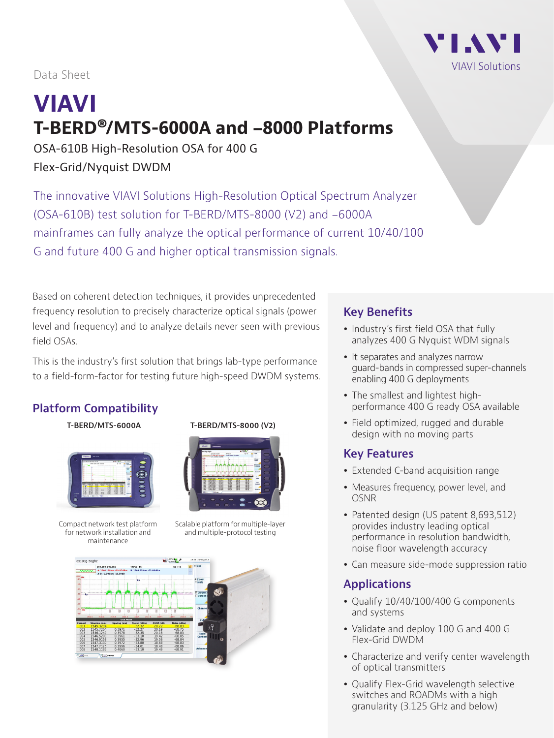Data Sheet

# VIAVI

## T-BERD®/MTS-6000A and –8000 Platforms

OSA-610B High-Resolution OSA for 400 G Flex-Grid/Nyquist DWDM

The innovative VIAVI Solutions High-Resolution Optical Spectrum Analyzer (OSA-610B) test solution for T-BERD/MTS-8000 (V2) and –6000A mainframes can fully analyze the optical performance of current 10/40/100 G and future 400 G and higher optical transmission signals.

Based on coherent detection techniques, it provides unprecedented frequency resolution to precisely characterize optical signals (power level and frequency) and to analyze details never seen with previous field OSAs.

This is the industry's first solution that brings lab-type performance to a field-form-factor for testing future high-speed DWDM systems.

### Platform Compatibility

**T-BERD/MTS-6000A**

Compact network test platform for network installation and maintenance

**T-BERD/MTS-8000 (V2)**

Scalable platform for multiple-layer and multiple-protocol testing

### Key Benefits

- Industry's first field OSA that fully analyzes 400 G Nyquist WDM signals
- It separates and analyzes narrow guard-bands in compressed super-channels enabling 400 G deployments
- The smallest and lightest high-performance 400 G ready OSA available
- Field optimized, rugged and durable design with no moving parts

### Key Features

- Extended C-band acquisition range
- Measures frequency, power level, and OSNR
- Patented design (US patent 8,693,512) provides industry leading optical performance in resolution bandwidth, noise floor wavelength accuracy
- Can measure side-mode suppression ratio

### Applications

- Qualify 10/40/100/400 G components and systems
- Validate and deploy 100 G and 400 G Flex-Grid DWDM
- Characterize and verify center wavelength of optical transmitters
- Qualify Flex-Grid wavelength selective switches and ROADMs with a high granularity (3.125 GHz and below)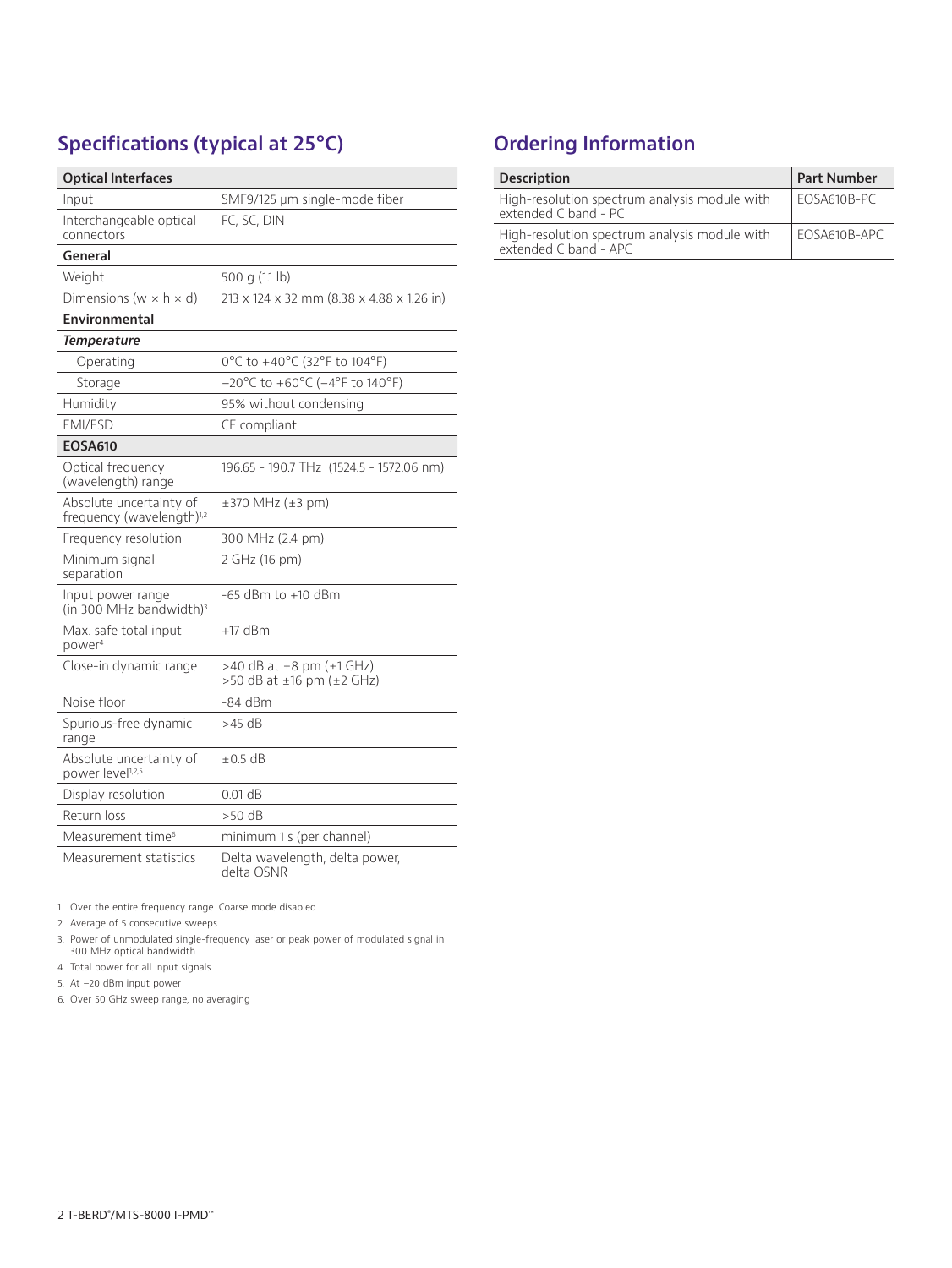## Specifications (typical at 25°C)

| Optical Interfaces | |
|---|---|
| Input | SMF9/125 µm single-mode fiber |
| Interchangeable optical connectors | FC, SC, DIN |
| **General** | |
| Weight | 500 g (1.1 lb) |
| Dimensions (w × h × d) | 213 x 124 x 32 mm (8.38 x 4.88 x 1.26 in) |
| **Environmental** | |
| ***Temperature*** | |
| Operating | 0°C to +40°C (32°F to 104°F) |
| Storage | –20°C to +60°C (–4°F to 140°F) |
| Humidity | 95% without condensing |
| EMI/ESD | CE compliant |
| **EOSA610** | |
| Optical frequency (wavelength) range | 196.65 - 190.7 THz (1524.5 - 1572.06 nm) |
| Absolute uncertainty of frequency (wavelength)[1,2] | ±370 MHz (±3 pm) |
| Frequency resolution | 300 MHz (2.4 pm) |
| Minimum signal separation | 2 GHz (16 pm) |
| Input power range (in 300 MHz bandwidth)[3] | -65 dBm to +10 dBm |
| Max. safe total input power[4] | +17 dBm |
| Close-in dynamic range | >40 dB at ±8 pm (±1 GHz)<br>>50 dB at ±16 pm (±2 GHz) |
| Noise floor | -84 dBm |
| Spurious-free dynamic range | >45 dB |
| Absolute uncertainty of power level[1,2,5] | ±0.5 dB |
| Display resolution | 0.01 dB |
| Return loss | >50 dB |
| Measurement time[6] | minimum 1 s (per channel) |
| Measurement statistics | Delta wavelength, delta power, delta OSNR |

1. Over the entire frequency range. Coarse mode disabled
2. Average of 5 consecutive sweeps
3. Power of unmodulated single-frequency laser or peak power of modulated signal in 300 MHz optical bandwidth
4. Total power for all input signals
5. At –20 dBm input power
6. Over 50 GHz sweep range, no averaging

## Ordering Information

| Description | Part Number |
|---|---|
| High-resolution spectrum analysis module with extended C band - PC | EOSA610B-PC |
| High-resolution spectrum analysis module with extended C band - APC | EOSA610B-APC |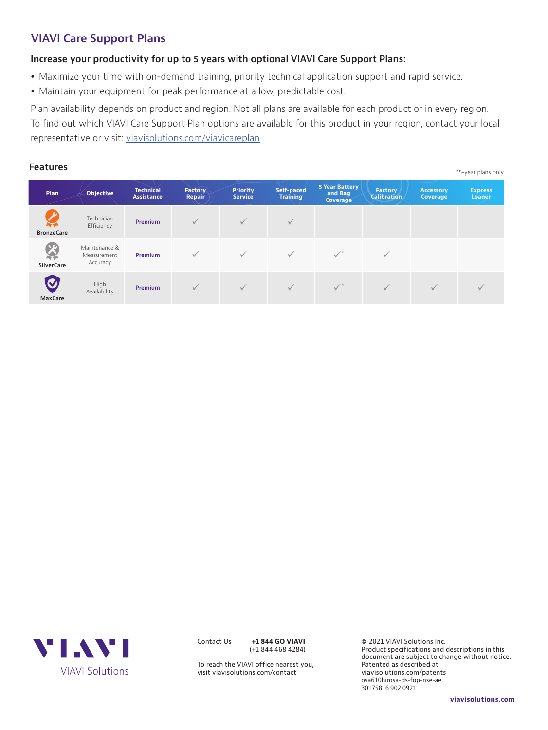## VIAVI Care Support Plans

**Increase your productivity for up to 5 years with optional VIAVI Care Support Plans:**

- Maximize your time with on-demand training, priority technical application support and rapid service.
- Maintain your equipment for peak performance at a low, predictable cost.

Plan availability depends on product and region. Not all plans are available for each product or in every region. To find out which VIAVI Care Support Plan options are available for this product in your region, contact your local representative or visit: viavisolutions.com/viavicareplan

### Features

*5-year plans only

| Plan | Objective | Technical Assistance | Factory Repair | Priority Service | Self-paced Training | 5 Year Battery and Bag Coverage | Factory Calibration | Accessory Coverage | Express Loaner |
|---|---|---|---|---|---|---|---|---|---|
| BronzeCare | Technician Efficiency | Premium | ✓ | ✓ | ✓ | | | | |
| SilverCare | Maintenance & Measurement Accuracy | Premium | ✓ | ✓ | ✓ | ✓* | ✓ | | |
| MaxCare | High Availability | Premium | ✓ | ✓ | ✓ | ✓* | ✓ | ✓ | ✓ |

VIAVI Solutions

Contact Us **+1 844 GO VIAVI**
(+1 844 468 4284)

To reach the VIAVI office nearest you, visit viavisolutions.com/contact

© 2021 VIAVI Solutions Inc.
Product specifications and descriptions in this document are subject to change without notice.
Patented as described at viavisolutions.com/patents
osa610hirosa-ds-fop-nse-ae
30175816 902 0921

**viavisolutions.com**